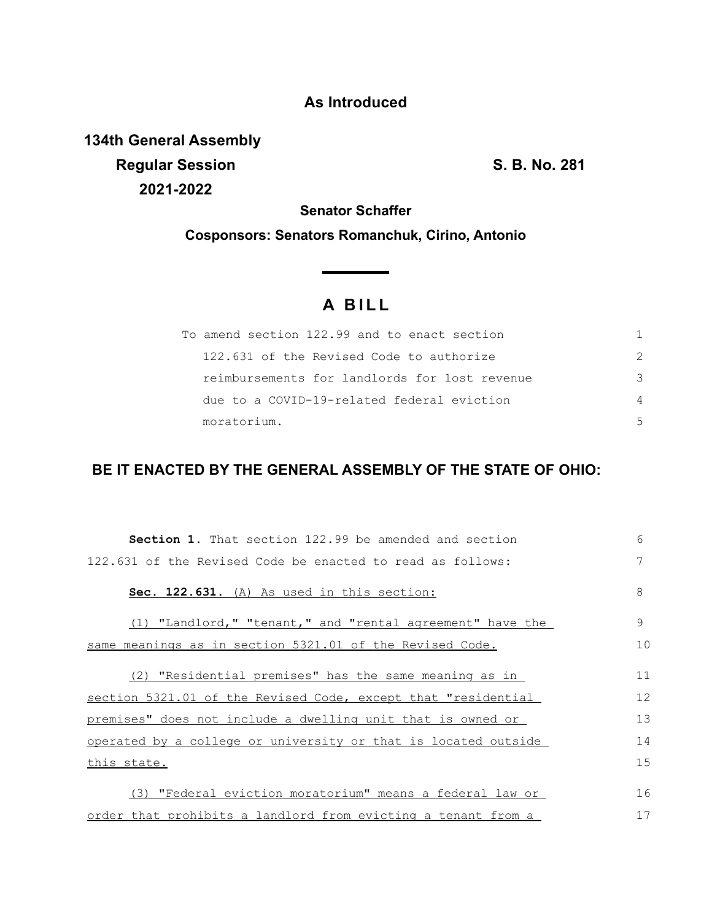**As Introduced**

**134th General Assembly**
**Regular Session** **S. B. No. 281**
**2021-2022**

**Senator Schaffer**

**Cosponsors: Senators Romanchuk, Cirino, Antonio**

# A BILL

To amend section 122.99 and to enact section 122.631 of the Revised Code to authorize reimbursements for landlords for lost revenue due to a COVID-19-related federal eviction moratorium.

**BE IT ENACTED BY THE GENERAL ASSEMBLY OF THE STATE OF OHIO:**

**Section 1.** That section 122.99 be amended and section 122.631 of the Revised Code be enacted to read as follows:

**Sec. 122.631.** (A) As used in this section:

(1) "Landlord," "tenant," and "rental agreement" have the same meanings as in section 5321.01 of the Revised Code.

(2) "Residential premises" has the same meaning as in section 5321.01 of the Revised Code, except that "residential premises" does not include a dwelling unit that is owned or operated by a college or university or that is located outside this state.

(3) "Federal eviction moratorium" means a federal law or order that prohibits a landlord from evicting a tenant from a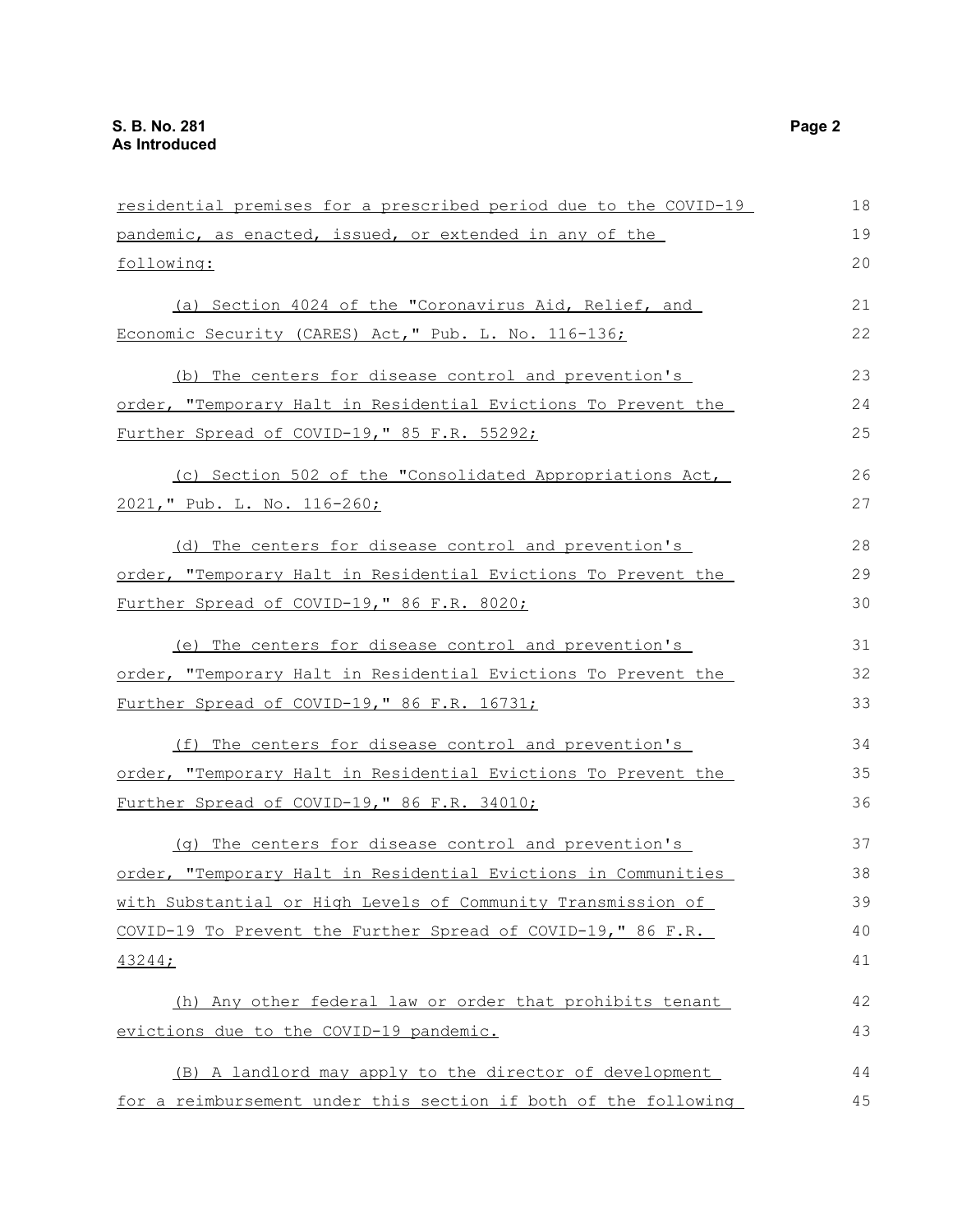residential premises for a prescribed period due to the COVID-19 pandemic, as enacted, issued, or extended in any of the following:

(a) Section 4024 of the "Coronavirus Aid, Relief, and Economic Security (CARES) Act," Pub. L. No. 116-136;

(b) The centers for disease control and prevention's order, "Temporary Halt in Residential Evictions To Prevent the Further Spread of COVID-19," 85 F.R. 55292;

(c) Section 502 of the "Consolidated Appropriations Act, 2021," Pub. L. No. 116-260;

(d) The centers for disease control and prevention's order, "Temporary Halt in Residential Evictions To Prevent the Further Spread of COVID-19," 86 F.R. 8020;

(e) The centers for disease control and prevention's order, "Temporary Halt in Residential Evictions To Prevent the Further Spread of COVID-19," 86 F.R. 16731;

(f) The centers for disease control and prevention's order, "Temporary Halt in Residential Evictions To Prevent the Further Spread of COVID-19," 86 F.R. 34010;

(g) The centers for disease control and prevention's order, "Temporary Halt in Residential Evictions in Communities with Substantial or High Levels of Community Transmission of COVID-19 To Prevent the Further Spread of COVID-19," 86 F.R. 43244;

(h) Any other federal law or order that prohibits tenant evictions due to the COVID-19 pandemic.

(B) A landlord may apply to the director of development for a reimbursement under this section if both of the following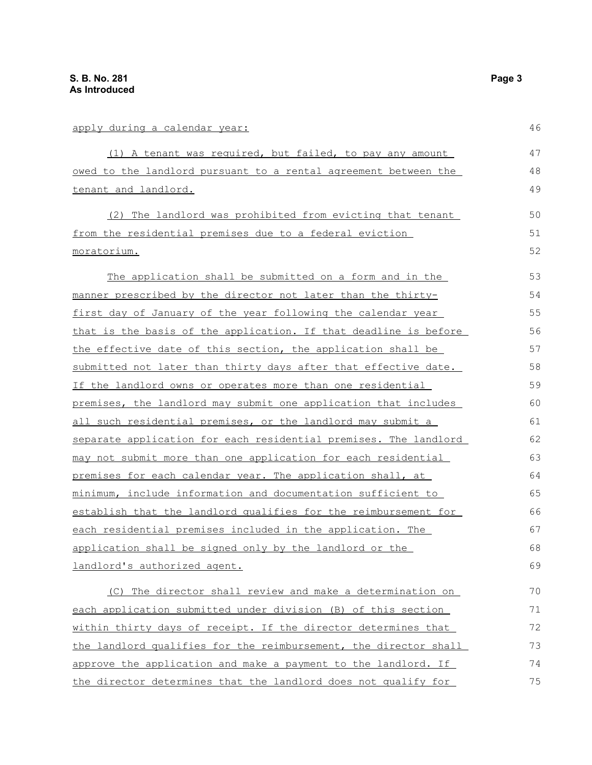apply during a calendar year:

(1) A tenant was required, but failed, to pay any amount owed to the landlord pursuant to a rental agreement between the tenant and landlord.

(2) The landlord was prohibited from evicting that tenant from the residential premises due to a federal eviction moratorium.

The application shall be submitted on a form and in the manner prescribed by the director not later than the thirty-first day of January of the year following the calendar year that is the basis of the application. If that deadline is before the effective date of this section, the application shall be submitted not later than thirty days after that effective date. If the landlord owns or operates more than one residential premises, the landlord may submit one application that includes all such residential premises, or the landlord may submit a separate application for each residential premises. The landlord may not submit more than one application for each residential premises for each calendar year. The application shall, at minimum, include information and documentation sufficient to establish that the landlord qualifies for the reimbursement for each residential premises included in the application. The application shall be signed only by the landlord or the landlord's authorized agent.

(C) The director shall review and make a determination on each application submitted under division (B) of this section within thirty days of receipt. If the director determines that the landlord qualifies for the reimbursement, the director shall approve the application and make a payment to the landlord. If the director determines that the landlord does not qualify for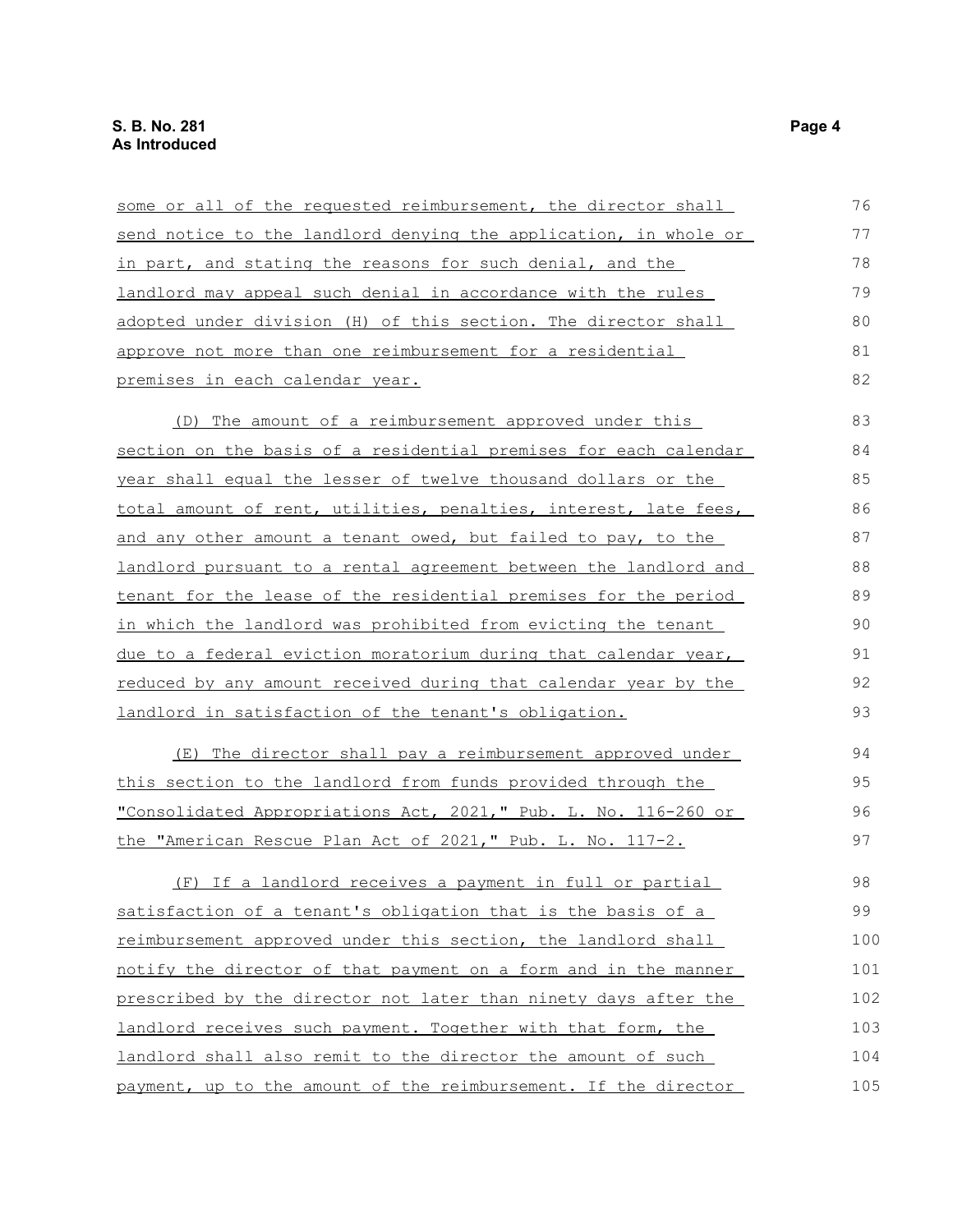some or all of the requested reimbursement, the director shall send notice to the landlord denying the application, in whole or in part, and stating the reasons for such denial, and the landlord may appeal such denial in accordance with the rules adopted under division (H) of this section. The director shall approve not more than one reimbursement for a residential premises in each calendar year.

(D) The amount of a reimbursement approved under this section on the basis of a residential premises for each calendar year shall equal the lesser of twelve thousand dollars or the total amount of rent, utilities, penalties, interest, late fees, and any other amount a tenant owed, but failed to pay, to the landlord pursuant to a rental agreement between the landlord and tenant for the lease of the residential premises for the period in which the landlord was prohibited from evicting the tenant due to a federal eviction moratorium during that calendar year, reduced by any amount received during that calendar year by the landlord in satisfaction of the tenant's obligation.

(E) The director shall pay a reimbursement approved under this section to the landlord from funds provided through the "Consolidated Appropriations Act, 2021," Pub. L. No. 116-260 or the "American Rescue Plan Act of 2021," Pub. L. No. 117-2.

(F) If a landlord receives a payment in full or partial satisfaction of a tenant's obligation that is the basis of a reimbursement approved under this section, the landlord shall notify the director of that payment on a form and in the manner prescribed by the director not later than ninety days after the landlord receives such payment. Together with that form, the landlord shall also remit to the director the amount of such payment, up to the amount of the reimbursement. If the director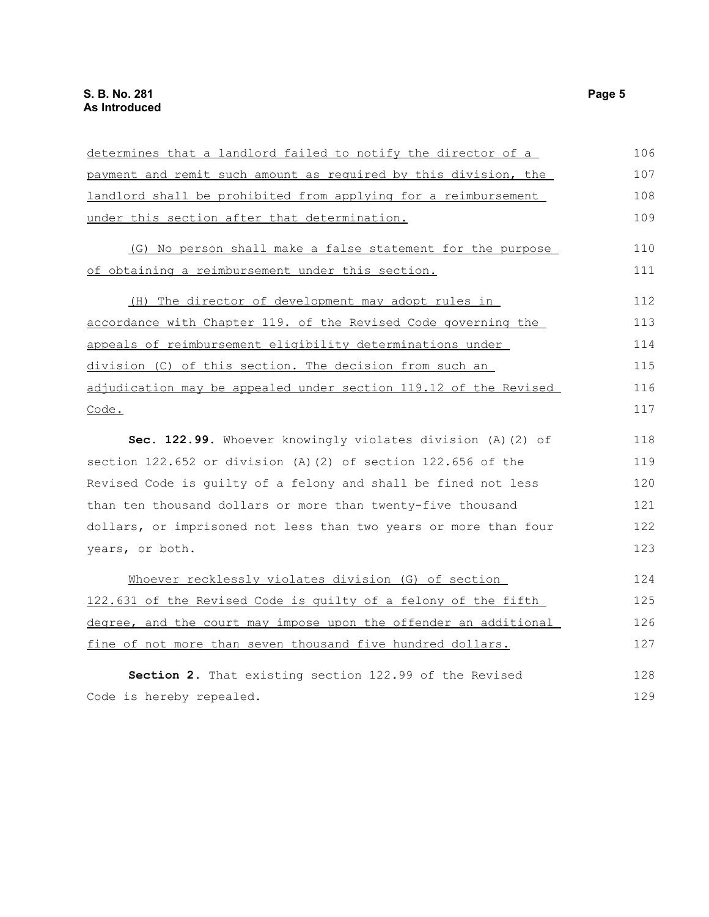determines that a landlord failed to notify the director of a payment and remit such amount as required by this division, the landlord shall be prohibited from applying for a reimbursement under this section after that determination.

(G) No person shall make a false statement for the purpose of obtaining a reimbursement under this section.

(H) The director of development may adopt rules in accordance with Chapter 119. of the Revised Code governing the appeals of reimbursement eligibility determinations under division (C) of this section. The decision from such an adjudication may be appealed under section 119.12 of the Revised Code.

**Sec. 122.99.** Whoever knowingly violates division (A)(2) of section 122.652 or division (A)(2) of section 122.656 of the Revised Code is guilty of a felony and shall be fined not less than ten thousand dollars or more than twenty-five thousand dollars, or imprisoned not less than two years or more than four years, or both.

Whoever recklessly violates division (G) of section 122.631 of the Revised Code is guilty of a felony of the fifth degree, and the court may impose upon the offender an additional fine of not more than seven thousand five hundred dollars.

**Section 2.** That existing section 122.99 of the Revised Code is hereby repealed.